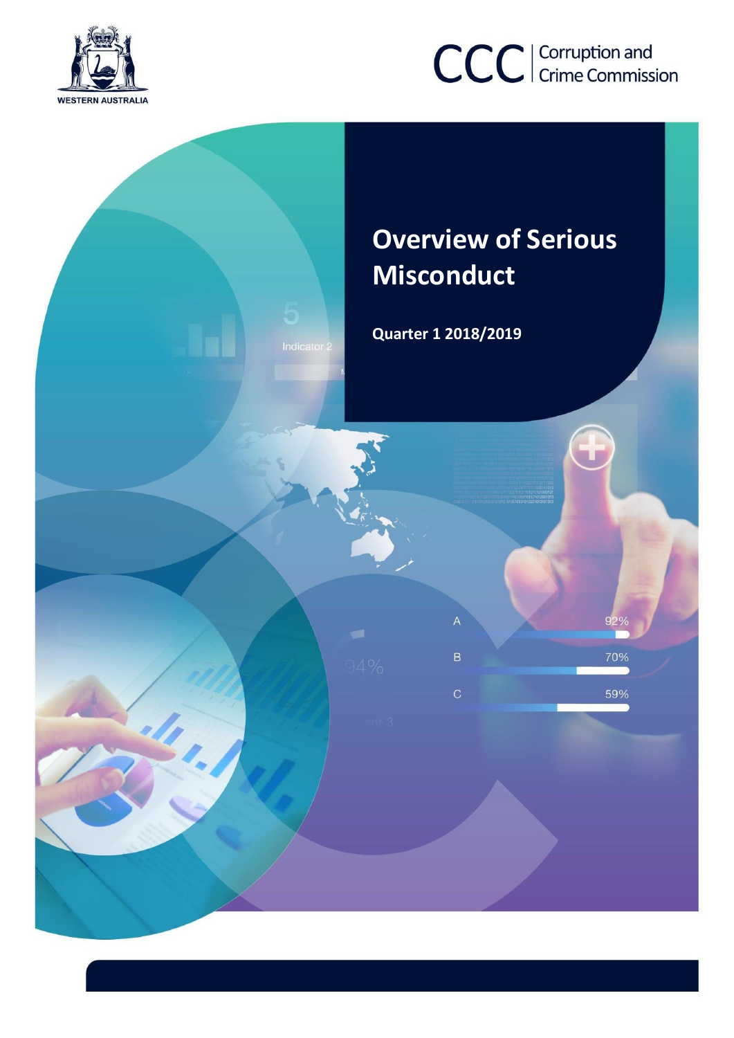WESTERN AUSTRALIA

CCC | Corruption and Crime Commission

# Overview of Serious Misconduct

**Quarter 1 2018/2019**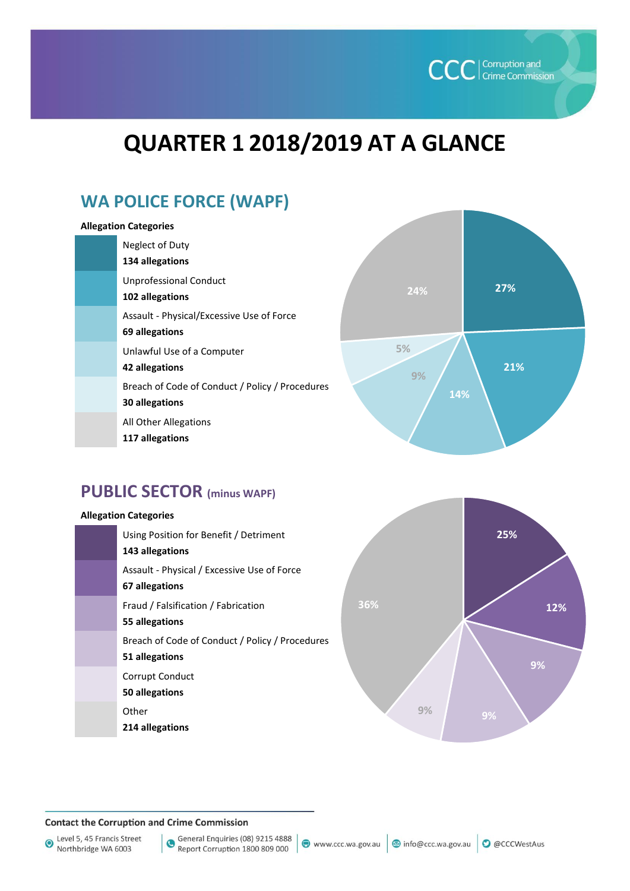# QUARTER 1 2018/2019 AT A GLANCE

## WA POLICE FORCE (WAPF)

**Allegation Categories**

| Category | Allegations | Percentage |
|---|---|---|
| Neglect of Duty | **134 allegations** | 27% |
| Unprofessional Conduct | **102 allegations** | 21% |
| Assault - Physical/Excessive Use of Force | **69 allegations** | 14% |
| Unlawful Use of a Computer | **42 allegations** | 9% |
| Breach of Code of Conduct / Policy / Procedures | **30 allegations** | 5% |
| All Other Allegations | **117 allegations** | 24% |

## PUBLIC SECTOR (minus WAPF)

**Allegation Categories**

| Category | Allegations | Percentage |
|---|---|---|
| Using Position for Benefit / Detriment | **143 allegations** | 25% |
| Assault - Physical / Excessive Use of Force | **67 allegations** | 12% |
| Fraud / Falsification / Fabrication | **55 allegations** | 9% |
| Breach of Code of Conduct / Policy / Procedures | **51 allegations** | 9% |
| Corrupt Conduct | **50 allegations** | 9% |
| Other | **214 allegations** | 36% |

**Contact the Corruption and Crime Commission**

Level 5, 45 Francis Street Northbridge WA 6003 | General Enquiries (08) 9215 4888 Report Corruption 1800 809 000 | www.ccc.wa.gov.au | info@ccc.wa.gov.au | @CCCWestAus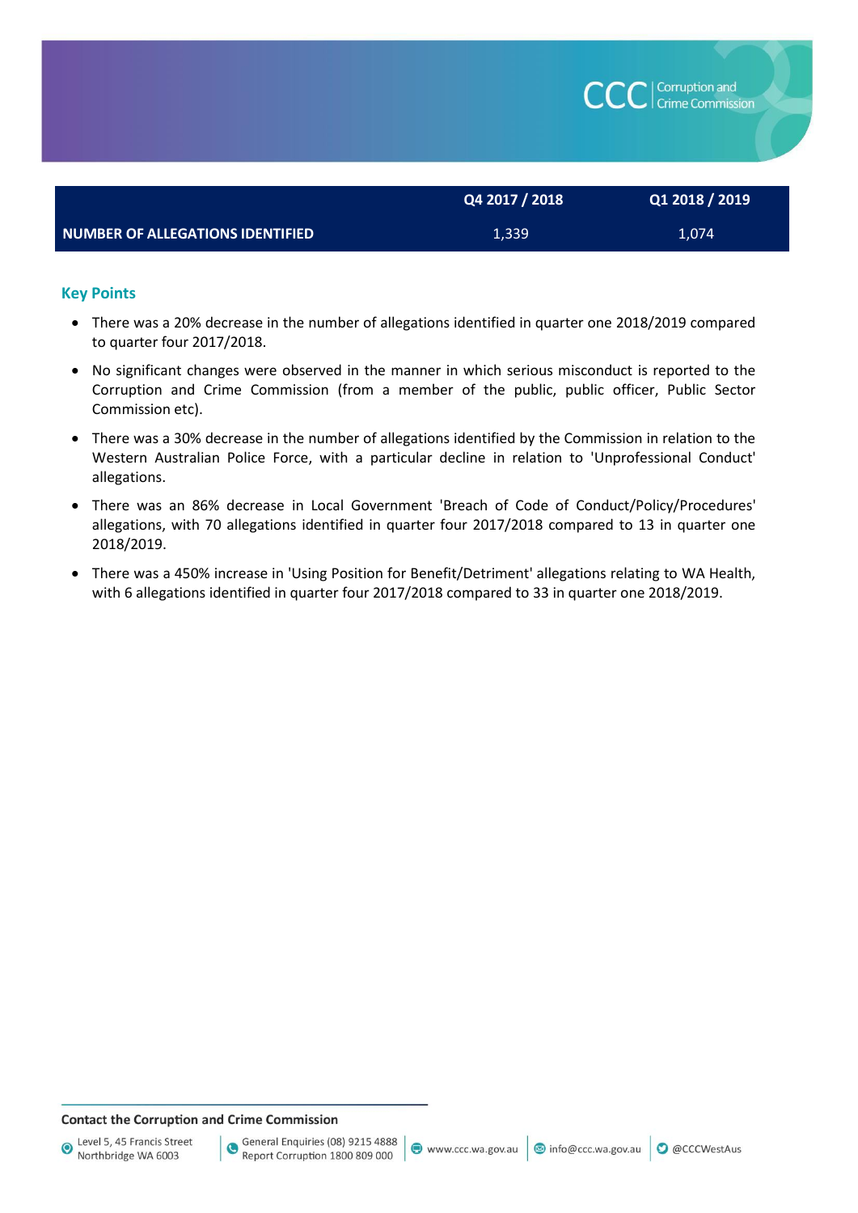| | Q4 2017 / 2018 | Q1 2018 / 2019 |
|---|---|---|
| **NUMBER OF ALLEGATIONS IDENTIFIED** | 1,339 | 1,074 |

### Key Points

- There was a 20% decrease in the number of allegations identified in quarter one 2018/2019 compared to quarter four 2017/2018.
- No significant changes were observed in the manner in which serious misconduct is reported to the Corruption and Crime Commission (from a member of the public, public officer, Public Sector Commission etc).
- There was a 30% decrease in the number of allegations identified by the Commission in relation to the Western Australian Police Force, with a particular decline in relation to 'Unprofessional Conduct' allegations.
- There was an 86% decrease in Local Government 'Breach of Code of Conduct/Policy/Procedures' allegations, with 70 allegations identified in quarter four 2017/2018 compared to 13 in quarter one 2018/2019.
- There was a 450% increase in 'Using Position for Benefit/Detriment' allegations relating to WA Health, with 6 allegations identified in quarter four 2017/2018 compared to 33 in quarter one 2018/2019.

**Contact the Corruption and Crime Commission**

Level 5, 45 Francis Street Northbridge WA 6003 | General Enquiries (08) 9215 4888 Report Corruption 1800 809 000 | www.ccc.wa.gov.au | info@ccc.wa.gov.au | @CCCWestAus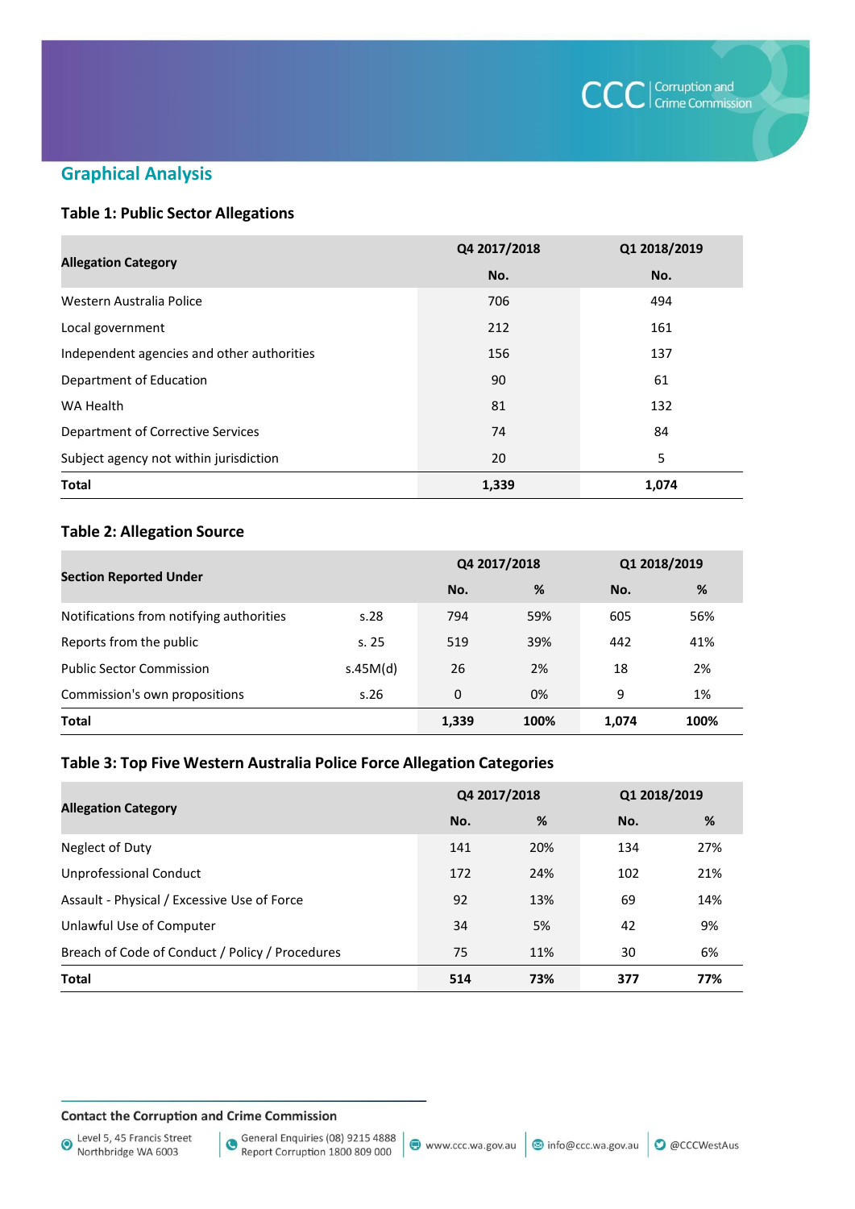## Graphical Analysis

### Table 1: Public Sector Allegations

| Allegation Category | Q4 2017/2018 | Q1 2018/2019 |
|---|---|---|
| | No. | No. |
| Western Australia Police | 706 | 494 |
| Local government | 212 | 161 |
| Independent agencies and other authorities | 156 | 137 |
| Department of Education | 90 | 61 |
| WA Health | 81 | 132 |
| Department of Corrective Services | 74 | 84 |
| Subject agency not within jurisdiction | 20 | 5 |
| **Total** | **1,339** | **1,074** |

### Table 2: Allegation Source

| Section Reported Under | | Q4 2017/2018 | | Q1 2018/2019 | |
|---|---|---|---|---|---|
| | | No. | % | No. | % |
| Notifications from notifying authorities | s.28 | 794 | 59% | 605 | 56% |
| Reports from the public | s. 25 | 519 | 39% | 442 | 41% |
| Public Sector Commission | s.45M(d) | 26 | 2% | 18 | 2% |
| Commission's own propositions | s.26 | 0 | 0% | 9 | 1% |
| **Total** | | **1,339** | **100%** | **1,074** | **100%** |

### Table 3: Top Five Western Australia Police Force Allegation Categories

| Allegation Category | Q4 2017/2018 | | Q1 2018/2019 | |
|---|---|---|---|---|
| | No. | % | No. | % |
| Neglect of Duty | 141 | 20% | 134 | 27% |
| Unprofessional Conduct | 172 | 24% | 102 | 21% |
| Assault - Physical / Excessive Use of Force | 92 | 13% | 69 | 14% |
| Unlawful Use of Computer | 34 | 5% | 42 | 9% |
| Breach of Code of Conduct / Policy / Procedures | 75 | 11% | 30 | 6% |
| **Total** | **514** | **73%** | **377** | **77%** |

**Contact the Corruption and Crime Commission**

Level 5, 45 Francis Street Northbridge WA 6003 | General Enquiries (08) 9215 4888 Report Corruption 1800 809 000 | www.ccc.wa.gov.au | info@ccc.wa.gov.au | @CCCWestAus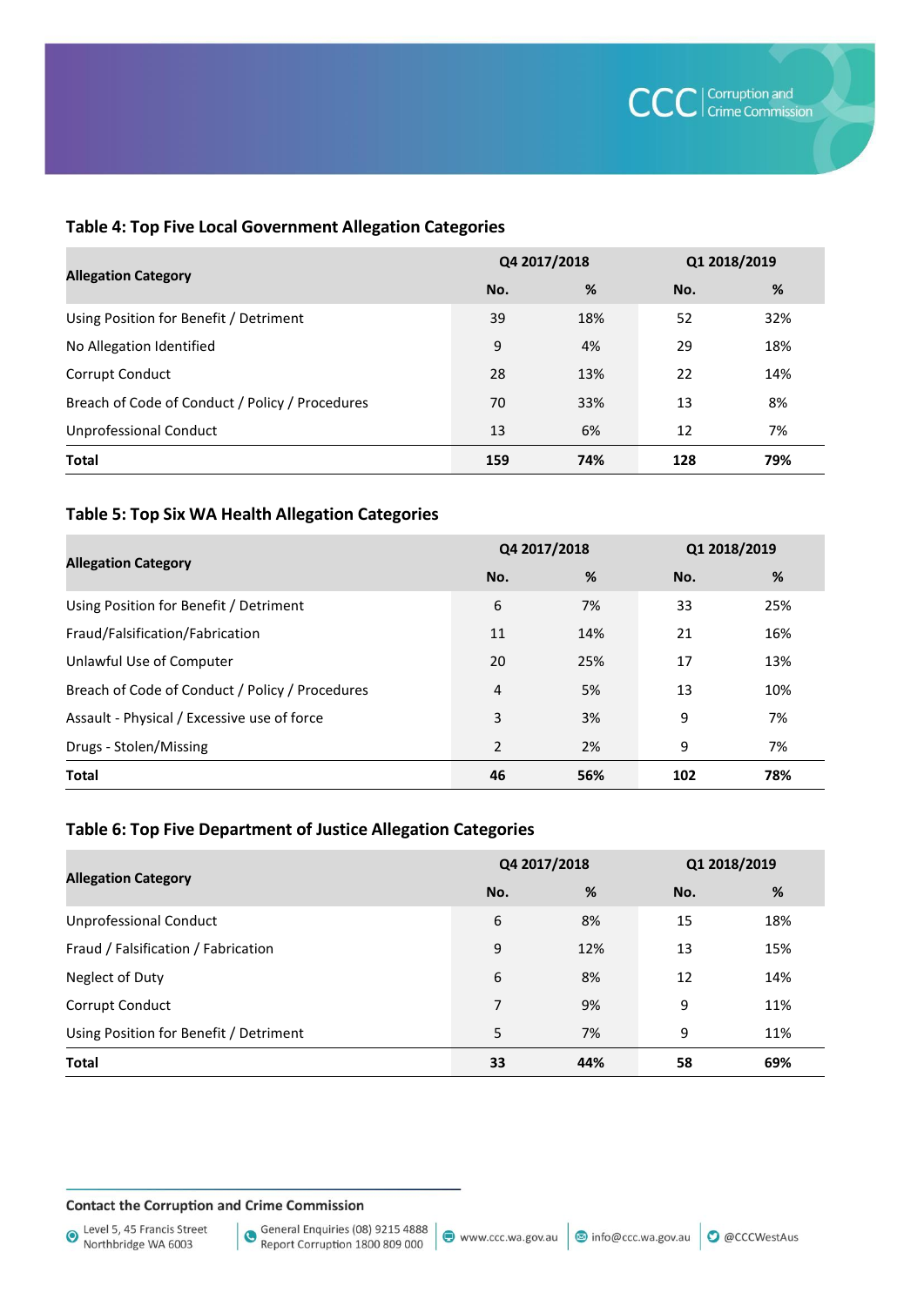### Table 4: Top Five Local Government Allegation Categories

| Allegation Category | Q4 2017/2018 | | Q1 2018/2019 | |
|---|---|---|---|---|
| | No. | % | No. | % |
| Using Position for Benefit / Detriment | 39 | 18% | 52 | 32% |
| No Allegation Identified | 9 | 4% | 29 | 18% |
| Corrupt Conduct | 28 | 13% | 22 | 14% |
| Breach of Code of Conduct / Policy / Procedures | 70 | 33% | 13 | 8% |
| Unprofessional Conduct | 13 | 6% | 12 | 7% |
| **Total** | **159** | **74%** | **128** | **79%** |

### Table 5: Top Six WA Health Allegation Categories

| Allegation Category | Q4 2017/2018 | | Q1 2018/2019 | |
|---|---|---|---|---|
| | No. | % | No. | % |
| Using Position for Benefit / Detriment | 6 | 7% | 33 | 25% |
| Fraud/Falsification/Fabrication | 11 | 14% | 21 | 16% |
| Unlawful Use of Computer | 20 | 25% | 17 | 13% |
| Breach of Code of Conduct / Policy / Procedures | 4 | 5% | 13 | 10% |
| Assault - Physical / Excessive use of force | 3 | 3% | 9 | 7% |
| Drugs - Stolen/Missing | 2 | 2% | 9 | 7% |
| **Total** | **46** | **56%** | **102** | **78%** |

### Table 6: Top Five Department of Justice Allegation Categories

| Allegation Category | Q4 2017/2018 | | Q1 2018/2019 | |
|---|---|---|---|---|
| | No. | % | No. | % |
| Unprofessional Conduct | 6 | 8% | 15 | 18% |
| Fraud / Falsification / Fabrication | 9 | 12% | 13 | 15% |
| Neglect of Duty | 6 | 8% | 12 | 14% |
| Corrupt Conduct | 7 | 9% | 9 | 11% |
| Using Position for Benefit / Detriment | 5 | 7% | 9 | 11% |
| **Total** | **33** | **44%** | **58** | **69%** |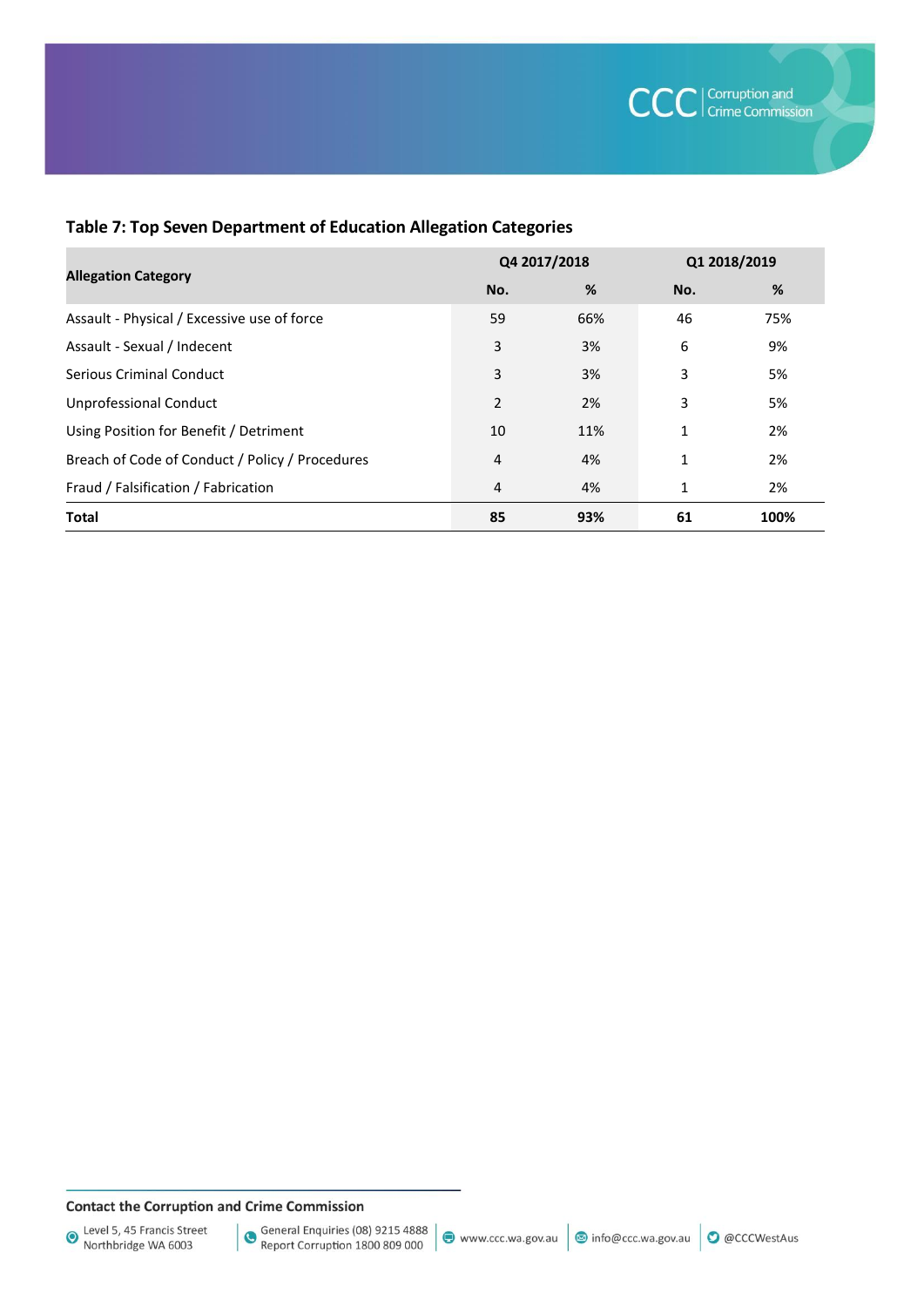### Table 7: Top Seven Department of Education Allegation Categories

| Allegation Category | Q4 2017/2018 | | Q1 2018/2019 | |
|---|---|---|---|---|
| | No. | % | No. | % |
| Assault - Physical / Excessive use of force | 59 | 66% | 46 | 75% |
| Assault - Sexual / Indecent | 3 | 3% | 6 | 9% |
| Serious Criminal Conduct | 3 | 3% | 3 | 5% |
| Unprofessional Conduct | 2 | 2% | 3 | 5% |
| Using Position for Benefit / Detriment | 10 | 11% | 1 | 2% |
| Breach of Code of Conduct / Policy / Procedures | 4 | 4% | 1 | 2% |
| Fraud / Falsification / Fabrication | 4 | 4% | 1 | 2% |
| **Total** | **85** | **93%** | **61** | **100%** |